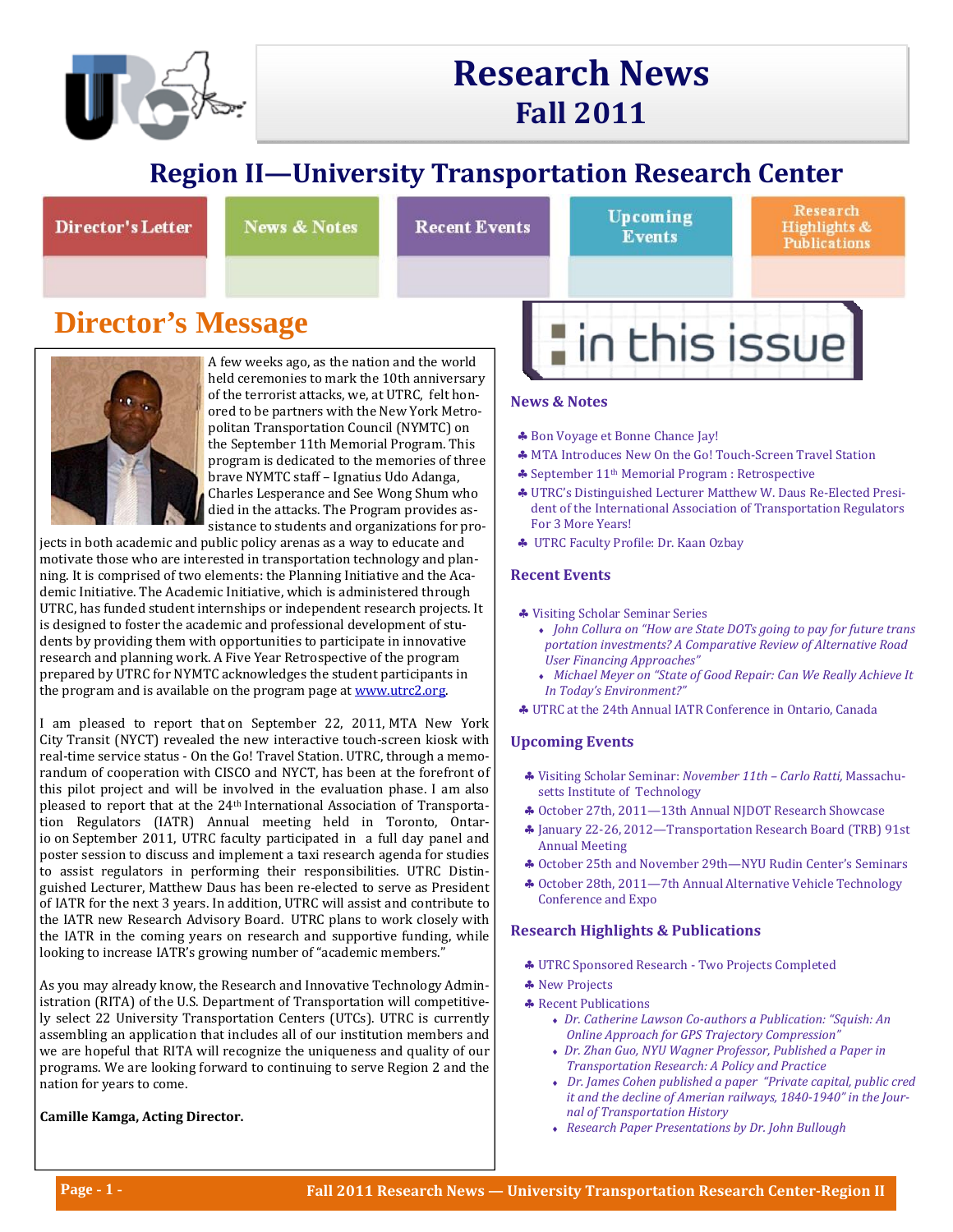# Research News
## Fall 2011

## Region II—University Transportation Research Center

Director's Letter | News & Notes | Recent Events | Upcoming Events | Research Highlights & Publications

## Director's Message

A few weeks ago, as the nation and the world held ceremonies to mark the 10th anniversary of the terrorist attacks, we, at UTRC, felt honored to be partners with the New York Metropolitan Transportation Council (NYMTC) on the September 11th Memorial Program. This program is dedicated to the memories of three brave NYMTC staff – Ignatius Udo Adanga, Charles Lesperance and See Wong Shum who died in the attacks. The Program provides assistance to students and organizations for projects in both academic and public policy arenas as a way to educate and motivate those who are interested in transportation technology and planning. It is comprised of two elements: the Planning Initiative and the Academic Initiative. The Academic Initiative, which is administered through UTRC, has funded student internships or independent research projects. It is designed to foster the academic and professional development of students by providing them with opportunities to participate in innovative research and planning work. A Five Year Retrospective of the program prepared by UTRC for NYMTC acknowledges the student participants in the program and is available on the program page at www.utrc2.org.

I am pleased to report that on September 22, 2011, MTA New York City Transit (NYCT) revealed the new interactive touch-screen kiosk with real-time service status - On the Go! Travel Station. UTRC, through a memorandum of cooperation with CISCO and NYCT, has been at the forefront of this pilot project and will be involved in the evaluation phase. I am also pleased to report that at the 24th International Association of Transportation Regulators (IATR) Annual meeting held in Toronto, Ontario on September 2011, UTRC faculty participated in a full day panel and poster session to discuss and implement a taxi research agenda for studies to assist regulators in performing their responsibilities. UTRC Distinguished Lecturer, Matthew Daus has been re-elected to serve as President of IATR for the next 3 years. In addition, UTRC will assist and contribute to the IATR new Research Advisory Board. UTRC plans to work closely with the IATR in the coming years on research and supportive funding, while looking to increase IATR's growing number of "academic members."

As you may already know, the Research and Innovative Technology Administration (RITA) of the U.S. Department of Transportation will competitively select 22 University Transportation Centers (UTCs). UTRC is currently assembling an application that includes all of our institution members and we are hopeful that RITA will recognize the uniqueness and quality of our programs. We are looking forward to continuing to serve Region 2 and the nation for years to come.

**Camille Kamga, Acting Director.**

## in this issue

### News & Notes

- Bon Voyage et Bonne Chance Jay!
- MTA Introduces New On the Go! Touch-Screen Travel Station
- September 11th Memorial Program : Retrospective
- UTRC's Distinguished Lecturer Matthew W. Daus Re-Elected President of the International Association of Transportation Regulators For 3 More Years!
- UTRC Faculty Profile: Dr. Kaan Ozbay

### Recent Events

- Visiting Scholar Seminar Series
  - *John Collura on "How are State DOTs going to pay for future transportation investments? A Comparative Review of Alternative Road User Financing Approaches"*
  - *Michael Meyer on "State of Good Repair: Can We Really Achieve It In Today's Environment?"*
- UTRC at the 24th Annual IATR Conference in Ontario, Canada

### Upcoming Events

- Visiting Scholar Seminar: *November 11th – Carlo Ratti,* Massachusetts Institute of Technology
- October 27th, 2011—13th Annual NJDOT Research Showcase
- January 22-26, 2012—Transportation Research Board (TRB) 91st Annual Meeting
- October 25th and November 29th—NYU Rudin Center's Seminars
- October 28th, 2011—7th Annual Alternative Vehicle Technology Conference and Expo

### Research Highlights & Publications

- UTRC Sponsored Research - Two Projects Completed
- New Projects
- Recent Publications
  - *Dr. Catherine Lawson Co-authors a Publication: "Squish: An Online Approach for GPS Trajectory Compression"*
  - *Dr. Zhan Guo, NYU Wagner Professor, Published a Paper in Transportation Research: A Policy and Practice*
  - *Dr. James Cohen published a paper "Private capital, public credit and the decline of Amerian railways, 1840-1940" in the Journal of Transportation History*
  - *Research Paper Presentations by Dr. John Bullough*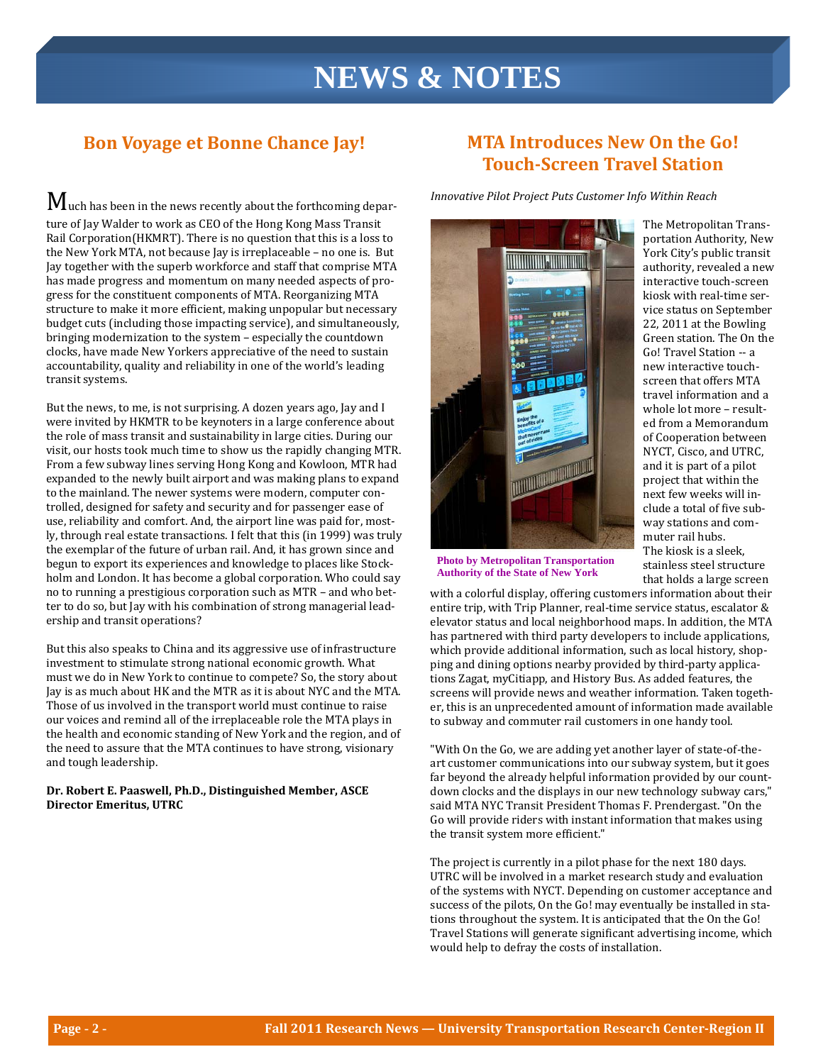# NEWS & NOTES

## Bon Voyage et Bonne Chance Jay!

Much has been in the news recently about the forthcoming departure of Jay Walder to work as CEO of the Hong Kong Mass Transit Rail Corporation(HKMRT). There is no question that this is a loss to the New York MTA, not because Jay is irreplaceable – no one is. But Jay together with the superb workforce and staff that comprise MTA has made progress and momentum on many needed aspects of progress for the constituent components of MTA. Reorganizing MTA structure to make it more efficient, making unpopular but necessary budget cuts (including those impacting service), and simultaneously, bringing modernization to the system – especially the countdown clocks, have made New Yorkers appreciative of the need to sustain accountability, quality and reliability in one of the world's leading transit systems.

But the news, to me, is not surprising. A dozen years ago, Jay and I were invited by HKMTR to be keynoters in a large conference about the role of mass transit and sustainability in large cities. During our visit, our hosts took much time to show us the rapidly changing MTR. From a few subway lines serving Hong Kong and Kowloon, MTR had expanded to the newly built airport and was making plans to expand to the mainland. The newer systems were modern, computer controlled, designed for safety and security and for passenger ease of use, reliability and comfort. And, the airport line was paid for, mostly, through real estate transactions. I felt that this (in 1999) was truly the exemplar of the future of urban rail. And, it has grown since and begun to export its experiences and knowledge to places like Stockholm and London. It has become a global corporation. Who could say no to running a prestigious corporation such as MTR – and who better to do so, but Jay with his combination of strong managerial leadership and transit operations?

But this also speaks to China and its aggressive use of infrastructure investment to stimulate strong national economic growth. What must we do in New York to continue to compete? So, the story about Jay is as much about HK and the MTR as it is about NYC and the MTA. Those of us involved in the transport world must continue to raise our voices and remind all of the irreplaceable role the MTA plays in the health and economic standing of New York and the region, and of the need to assure that the MTA continues to have strong, visionary and tough leadership.

**Dr. Robert E. Paaswell, Ph.D., Distinguished Member, ASCE**
**Director Emeritus, UTRC**

## MTA Introduces New On the Go! Touch-Screen Travel Station

*Innovative Pilot Project Puts Customer Info Within Reach*

Photo by Metropolitan Transportation Authority of the State of New York

The Metropolitan Transportation Authority, New York City's public transit authority, revealed a new interactive touch-screen kiosk with real-time service status on September 22, 2011 at the Bowling Green station. The On the Go! Travel Station -- a new interactive touch-screen that offers MTA travel information and a whole lot more – resulted from a Memorandum of Cooperation between NYCT, Cisco, and UTRC, and it is part of a pilot project that within the next few weeks will include a total of five subway stations and commuter rail hubs.

The kiosk is a sleek, stainless steel structure that holds a large screen with a colorful display, offering customers information about their entire trip, with Trip Planner, real-time service status, escalator & elevator status and local neighborhood maps. In addition, the MTA has partnered with third party developers to include applications, which provide additional information, such as local history, shopping and dining options nearby provided by third-party applications Zagat, myCitiapp, and History Bus. As added features, the screens will provide news and weather information. Taken together, this is an unprecedented amount of information made available to subway and commuter rail customers in one handy tool.

"With On the Go, we are adding yet another layer of state-of-the-art customer communications into our subway system, but it goes far beyond the already helpful information provided by our countdown clocks and the displays in our new technology subway cars," said MTA NYC Transit President Thomas F. Prendergast. "On the Go will provide riders with instant information that makes using the transit system more efficient."

The project is currently in a pilot phase for the next 180 days. UTRC will be involved in a market research study and evaluation of the systems with NYCT. Depending on customer acceptance and success of the pilots, On the Go! may eventually be installed in stations throughout the system. It is anticipated that the On the Go! Travel Stations will generate significant advertising income, which would help to defray the costs of installation.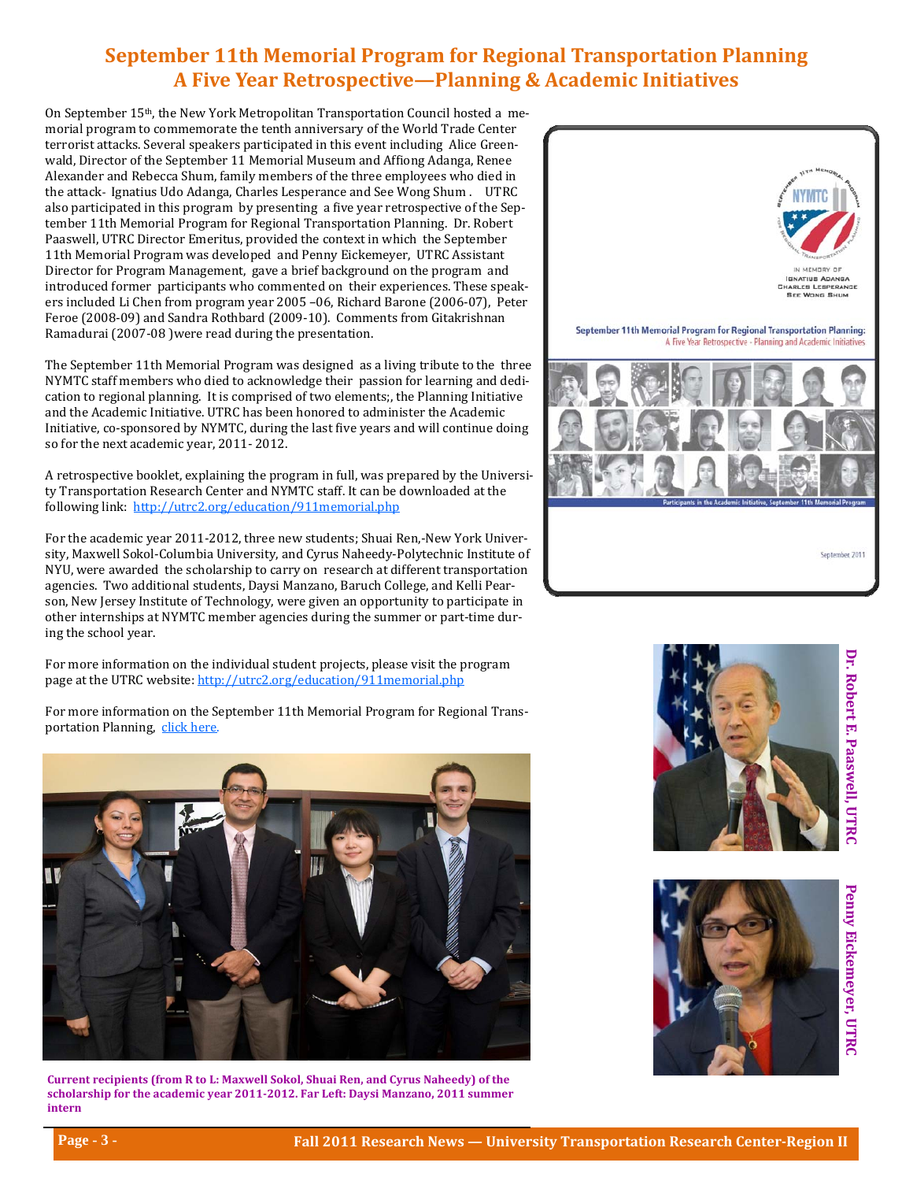# September 11th Memorial Program for Regional Transportation Planning
# A Five Year Retrospective—Planning & Academic Initiatives

On September 15th, the New York Metropolitan Transportation Council hosted a memorial program to commemorate the tenth anniversary of the World Trade Center terrorist attacks. Several speakers participated in this event including Alice Greenwald, Director of the September 11 Memorial Museum and Affiong Adanga, Renee Alexander and Rebecca Shum, family members of the three employees who died in the attack- Ignatius Udo Adanga, Charles Lesperance and See Wong Shum . UTRC also participated in this program by presenting a five year retrospective of the September 11th Memorial Program for Regional Transportation Planning. Dr. Robert Paaswell, UTRC Director Emeritus, provided the context in which the September 11th Memorial Program was developed and Penny Eickemeyer, UTRC Assistant Director for Program Management, gave a brief background on the program and introduced former participants who commented on their experiences. These speakers included Li Chen from program year 2005 –06, Richard Barone (2006-07), Peter Feroe (2008-09) and Sandra Rothbard (2009-10). Comments from Gitakrishnan Ramadurai (2007-08 )were read during the presentation.

The September 11th Memorial Program was designed as a living tribute to the three NYMTC staff members who died to acknowledge their passion for learning and dedication to regional planning. It is comprised of two elements;, the Planning Initiative and the Academic Initiative. UTRC has been honored to administer the Academic Initiative, co-sponsored by NYMTC, during the last five years and will continue doing so for the next academic year, 2011- 2012.

A retrospective booklet, explaining the program in full, was prepared by the University Transportation Research Center and NYMTC staff. It can be downloaded at the following link: http://utrc2.org/education/911memorial.php

For the academic year 2011-2012, three new students; Shuai Ren,-New York University, Maxwell Sokol-Columbia University, and Cyrus Naheedy-Polytechnic Institute of NYU, were awarded the scholarship to carry on research at different transportation agencies. Two additional students, Daysi Manzano, Baruch College, and Kelli Pearson, New Jersey Institute of Technology, were given an opportunity to participate in other internships at NYMTC member agencies during the summer or part-time during the school year.

For more information on the individual student projects, please visit the program page at the UTRC website: http://utrc2.org/education/911memorial.php

For more information on the September 11th Memorial Program for Regional Transportation Planning, click here.

Current recipients (from R to L: Maxwell Sokol, Shuai Ren, and Cyrus Naheedy) of the scholarship for the academic year 2011-2012. Far Left: Daysi Manzano, 2011 summer intern

Dr. Robert E. Paaswell, UTRC

Penny Eickemeyer, UTRC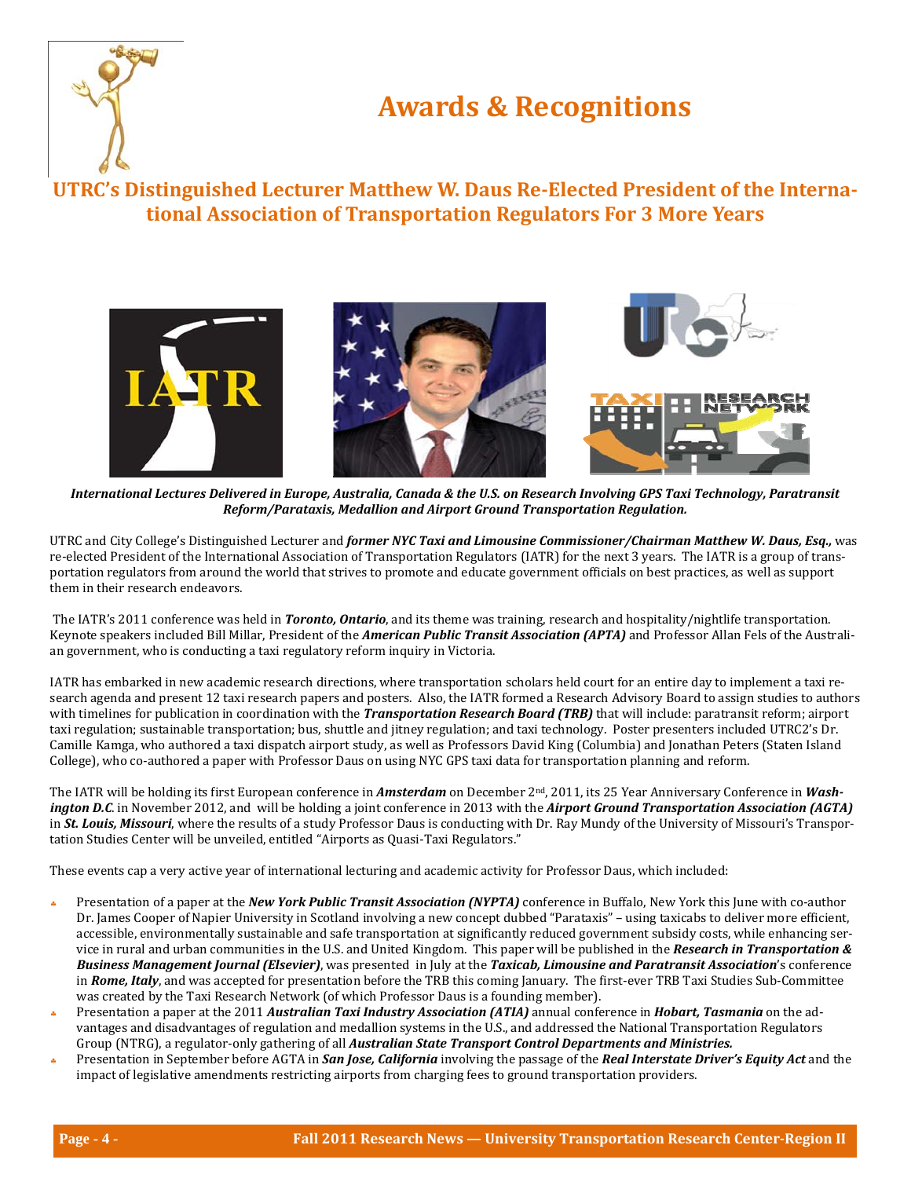# Awards & Recognitions

## UTRC's Distinguished Lecturer Matthew W. Daus Re-Elected President of the International Association of Transportation Regulators For 3 More Years

***International Lectures Delivered in Europe, Australia, Canada & the U.S. on Research Involving GPS Taxi Technology, Paratransit Reform/Parataxis, Medallion and Airport Ground Transportation Regulation.***

UTRC and City College's Distinguished Lecturer and ***former NYC Taxi and Limousine Commissioner/Chairman Matthew W. Daus, Esq.,*** was re-elected President of the International Association of Transportation Regulators (IATR) for the next 3 years. The IATR is a group of transportation regulators from around the world that strives to promote and educate government officials on best practices, as well as support them in their research endeavors.

The IATR's 2011 conference was held in ***Toronto, Ontario***, and its theme was training, research and hospitality/nightlife transportation. Keynote speakers included Bill Millar, President of the ***American Public Transit Association (APTA)*** and Professor Allan Fels of the Australian government, who is conducting a taxi regulatory reform inquiry in Victoria.

IATR has embarked in new academic research directions, where transportation scholars held court for an entire day to implement a taxi research agenda and present 12 taxi research papers and posters. Also, the IATR formed a Research Advisory Board to assign studies to authors with timelines for publication in coordination with the ***Transportation Research Board (TRB)*** that will include: paratransit reform; airport taxi regulation; sustainable transportation; bus, shuttle and jitney regulation; and taxi technology. Poster presenters included UTRC2's Dr. Camille Kamga, who authored a taxi dispatch airport study, as well as Professors David King (Columbia) and Jonathan Peters (Staten Island College), who co-authored a paper with Professor Daus on using NYC GPS taxi data for transportation planning and reform.

The IATR will be holding its first European conference in ***Amsterdam*** on December 2nd, 2011, its 25 Year Anniversary Conference in ***Washington D.C.*** in November 2012, and will be holding a joint conference in 2013 with the ***Airport Ground Transportation Association (AGTA)*** in ***St. Louis, Missouri***, where the results of a study Professor Daus is conducting with Dr. Ray Mundy of the University of Missouri's Transportation Studies Center will be unveiled, entitled "Airports as Quasi-Taxi Regulators."

These events cap a very active year of international lecturing and academic activity for Professor Daus, which included:

- Presentation of a paper at the ***New York Public Transit Association (NYPTA)*** conference in Buffalo, New York this June with co-author Dr. James Cooper of Napier University in Scotland involving a new concept dubbed "Parataxis" – using taxicabs to deliver more efficient, accessible, environmentally sustainable and safe transportation at significantly reduced government subsidy costs, while enhancing service in rural and urban communities in the U.S. and United Kingdom. This paper will be published in the ***Research in Transportation & Business Management Journal (Elsevier)***, was presented in July at the ***Taxicab, Limousine and Paratransit Association***'s conference in ***Rome, Italy***, and was accepted for presentation before the TRB this coming January. The first-ever TRB Taxi Studies Sub-Committee was created by the Taxi Research Network (of which Professor Daus is a founding member).
- Presentation a paper at the 2011 ***Australian Taxi Industry Association (ATIA)*** annual conference in ***Hobart, Tasmania*** on the advantages and disadvantages of regulation and medallion systems in the U.S., and addressed the National Transportation Regulators Group (NTRG), a regulator-only gathering of all ***Australian State Transport Control Departments and Ministries.***
- Presentation in September before AGTA in ***San Jose, California*** involving the passage of the ***Real Interstate Driver's Equity Act*** and the impact of legislative amendments restricting airports from charging fees to ground transportation providers.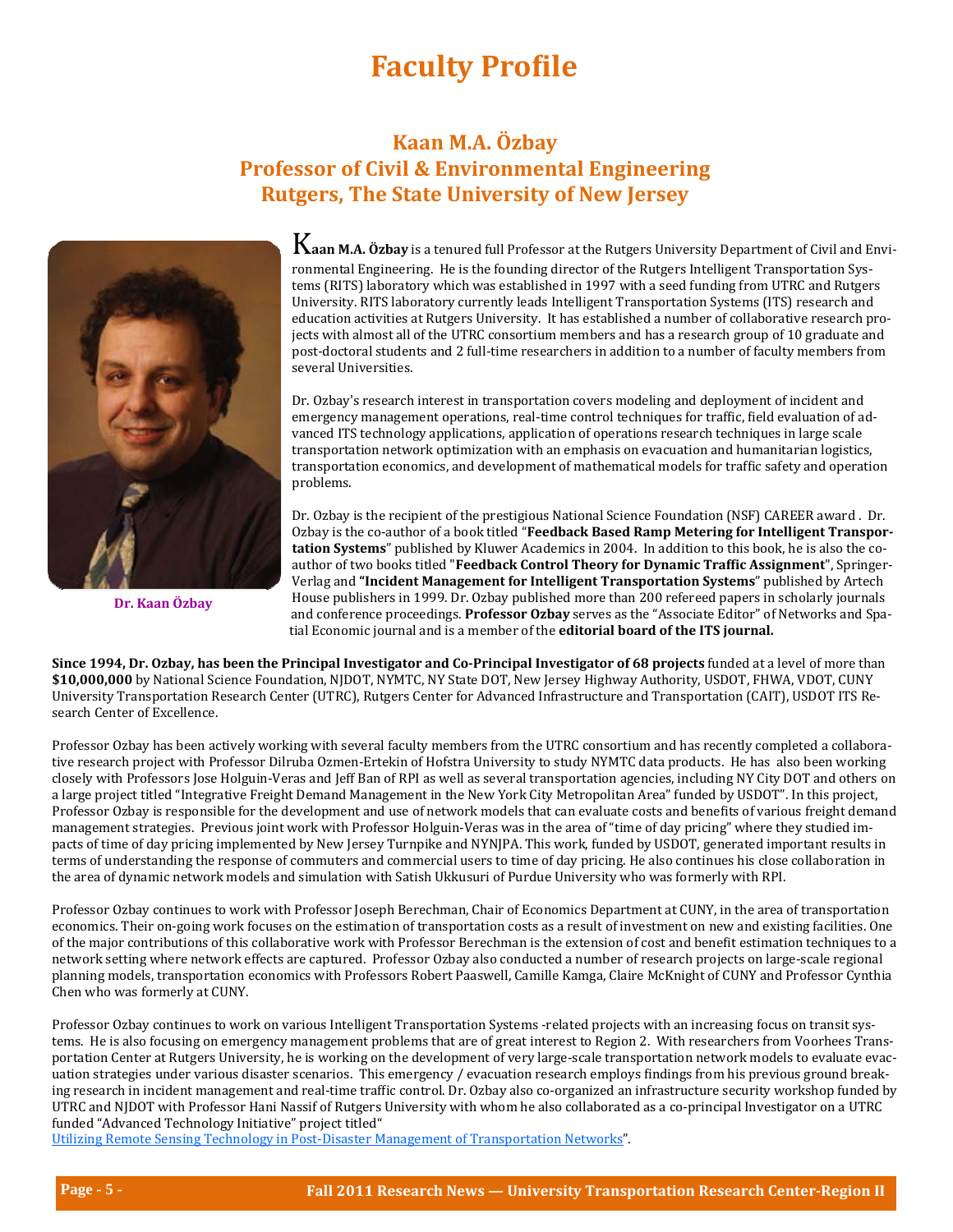# Faculty Profile

## Kaan M.A. Özbay
## Professor of Civil & Environmental Engineering
## Rutgers, The State University of New Jersey

Dr. Kaan Özbay

**Kaan M.A. Özbay** is a tenured full Professor at the Rutgers University Department of Civil and Environmental Engineering. He is the founding director of the Rutgers Intelligent Transportation Systems (RITS) laboratory which was established in 1997 with a seed funding from UTRC and Rutgers University. RITS laboratory currently leads Intelligent Transportation Systems (ITS) research and education activities at Rutgers University. It has established a number of collaborative research projects with almost all of the UTRC consortium members and has a research group of 10 graduate and post-doctoral students and 2 full-time researchers in addition to a number of faculty members from several Universities.

Dr. Ozbay's research interest in transportation covers modeling and deployment of incident and emergency management operations, real-time control techniques for traffic, field evaluation of advanced ITS technology applications, application of operations research techniques in large scale transportation network optimization with an emphasis on evacuation and humanitarian logistics, transportation economics, and development of mathematical models for traffic safety and operation problems.

Dr. Ozbay is the recipient of the prestigious National Science Foundation (NSF) CAREER award . Dr. Ozbay is the co-author of a book titled "**Feedback Based Ramp Metering for Intelligent Transportation Systems**" published by Kluwer Academics in 2004. In addition to this book, he is also the co-author of two books titled "**Feedback Control Theory for Dynamic Traffic Assignment**", Springer-Verlag and **"Incident Management for Intelligent Transportation Systems**" published by Artech House publishers in 1999. Dr. Ozbay published more than 200 refereed papers in scholarly journals and conference proceedings. **Professor Ozbay** serves as the "Associate Editor" of Networks and Spatial Economic journal and is a member of the **editorial board of the ITS journal.**

**Since 1994, Dr. Ozbay, has been the Principal Investigator and Co-Principal Investigator of 68 projects** funded at a level of more than **$10,000,000** by National Science Foundation, NJDOT, NYMTC, NY State DOT, New Jersey Highway Authority, USDOT, FHWA, VDOT, CUNY University Transportation Research Center (UTRC), Rutgers Center for Advanced Infrastructure and Transportation (CAIT), USDOT ITS Research Center of Excellence.

Professor Ozbay has been actively working with several faculty members from the UTRC consortium and has recently completed a collaborative research project with Professor Dilruba Ozmen-Ertekin of Hofstra University to study NYMTC data products. He has also been working closely with Professors Jose Holguin-Veras and Jeff Ban of RPI as well as several transportation agencies, including NY City DOT and others on a large project titled "Integrative Freight Demand Management in the New York City Metropolitan Area" funded by USDOT". In this project, Professor Ozbay is responsible for the development and use of network models that can evaluate costs and benefits of various freight demand management strategies. Previous joint work with Professor Holguin-Veras was in the area of "time of day pricing" where they studied impacts of time of day pricing implemented by New Jersey Turnpike and NYNJPA. This work, funded by USDOT, generated important results in terms of understanding the response of commuters and commercial users to time of day pricing. He also continues his close collaboration in the area of dynamic network models and simulation with Satish Ukkusuri of Purdue University who was formerly with RPI.

Professor Ozbay continues to work with Professor Joseph Berechman, Chair of Economics Department at CUNY, in the area of transportation economics. Their on-going work focuses on the estimation of transportation costs as a result of investment on new and existing facilities. One of the major contributions of this collaborative work with Professor Berechman is the extension of cost and benefit estimation techniques to a network setting where network effects are captured. Professor Ozbay also conducted a number of research projects on large-scale regional planning models, transportation economics with Professors Robert Paaswell, Camille Kamga, Claire McKnight of CUNY and Professor Cynthia Chen who was formerly at CUNY.

Professor Ozbay continues to work on various Intelligent Transportation Systems -related projects with an increasing focus on transit systems. He is also focusing on emergency management problems that are of great interest to Region 2. With researchers from Voorhees Transportation Center at Rutgers University, he is working on the development of very large-scale transportation network models to evaluate evacuation strategies under various disaster scenarios. This emergency / evacuation research employs findings from his previous ground breaking research in incident management and real-time traffic control. Dr. Ozbay also co-organized an infrastructure security workshop funded by UTRC and NJDOT with Professor Hani Nassif of Rutgers University with whom he also collaborated as a co-principal Investigator on a UTRC funded "Advanced Technology Initiative" project titled"
Utilizing Remote Sensing Technology in Post-Disaster Management of Transportation Networks".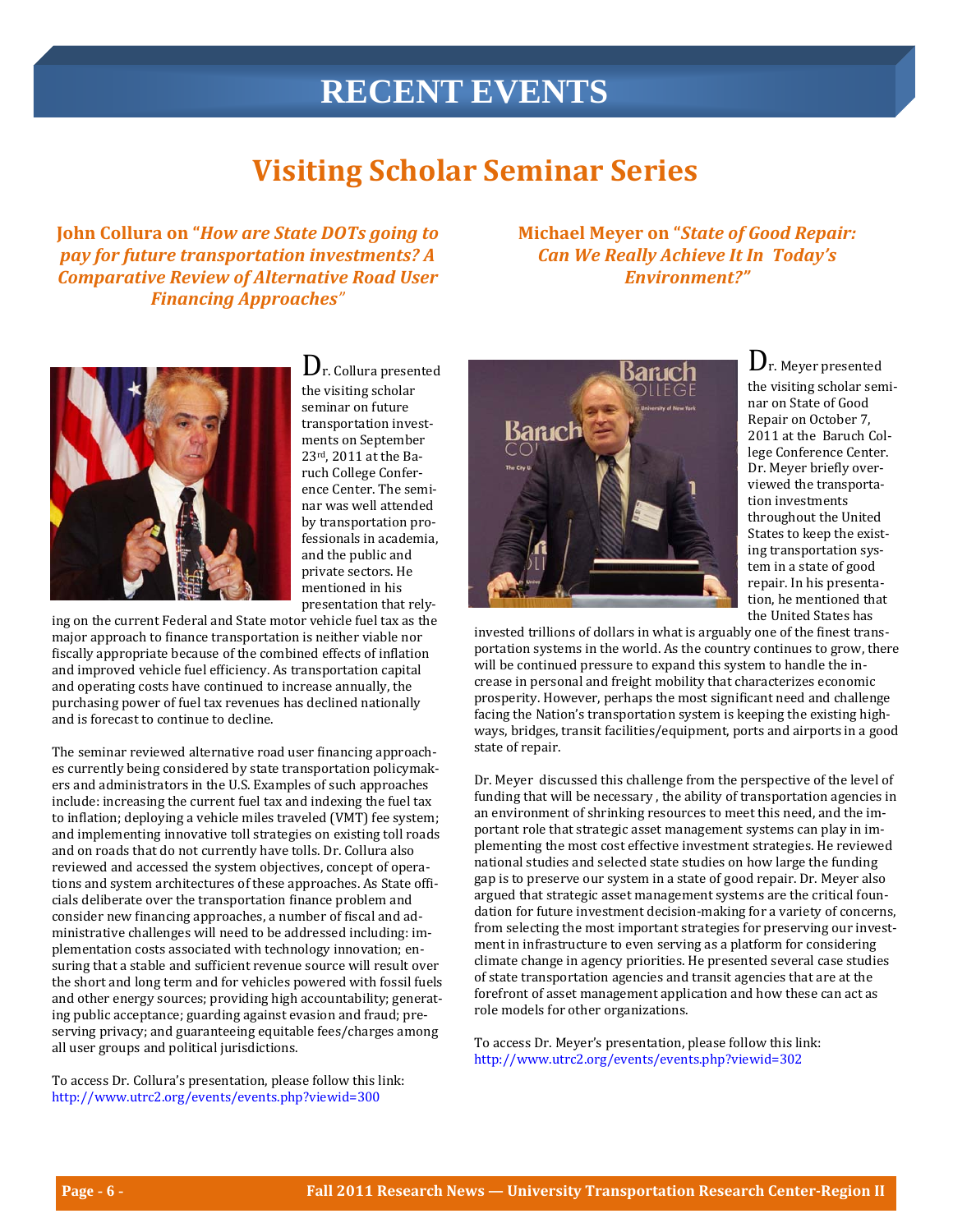# RECENT EVENTS

## Visiting Scholar Seminar Series

### John Collura on "*How are State DOTs going to pay for future transportation investments? A Comparative Review of Alternative Road User Financing Approaches*"

Dr. Collura presented the visiting scholar seminar on future transportation investments on September 23rd, 2011 at the Baruch College Conference Center. The seminar was well attended by transportation professionals in academia, and the public and private sectors. He mentioned in his presentation that relying on the current Federal and State motor vehicle fuel tax as the major approach to finance transportation is neither viable nor fiscally appropriate because of the combined effects of inflation and improved vehicle fuel efficiency. As transportation capital and operating costs have continued to increase annually, the purchasing power of fuel tax revenues has declined nationally and is forecast to continue to decline.

The seminar reviewed alternative road user financing approaches currently being considered by state transportation policymakers and administrators in the U.S. Examples of such approaches include: increasing the current fuel tax and indexing the fuel tax to inflation; deploying a vehicle miles traveled (VMT) fee system; and implementing innovative toll strategies on existing toll roads and on roads that do not currently have tolls. Dr. Collura also reviewed and accessed the system objectives, concept of operations and system architectures of these approaches. As State officials deliberate over the transportation finance problem and consider new financing approaches, a number of fiscal and administrative challenges will need to be addressed including: implementation costs associated with technology innovation; ensuring that a stable and sufficient revenue source will result over the short and long term and for vehicles powered with fossil fuels and other energy sources; providing high accountability; generating public acceptance; guarding against evasion and fraud; preserving privacy; and guaranteeing equitable fees/charges among all user groups and political jurisdictions.

To access Dr. Collura's presentation, please follow this link: http://www.utrc2.org/events/events.php?viewid=300

### Michael Meyer on "*State of Good Repair: Can We Really Achieve It In Today's Environment?*"

Dr. Meyer presented the visiting scholar seminar on State of Good Repair on October 7, 2011 at the Baruch College Conference Center. Dr. Meyer briefly overviewed the transportation investments throughout the United States to keep the existing transportation system in a state of good repair. In his presentation, he mentioned that the United States has invested trillions of dollars in what is arguably one of the finest transportation systems in the world. As the country continues to grow, there will be continued pressure to expand this system to handle the increase in personal and freight mobility that characterizes economic prosperity. However, perhaps the most significant need and challenge facing the Nation's transportation system is keeping the existing highways, bridges, transit facilities/equipment, ports and airports in a good state of repair.

Dr. Meyer discussed this challenge from the perspective of the level of funding that will be necessary , the ability of transportation agencies in an environment of shrinking resources to meet this need, and the important role that strategic asset management systems can play in implementing the most cost effective investment strategies. He reviewed national studies and selected state studies on how large the funding gap is to preserve our system in a state of good repair. Dr. Meyer also argued that strategic asset management systems are the critical foundation for future investment decision-making for a variety of concerns, from selecting the most important strategies for preserving our investment in infrastructure to even serving as a platform for considering climate change in agency priorities. He presented several case studies of state transportation agencies and transit agencies that are at the forefront of asset management application and how these can act as role models for other organizations.

To access Dr. Meyer's presentation, please follow this link: http://www.utrc2.org/events/events.php?viewid=302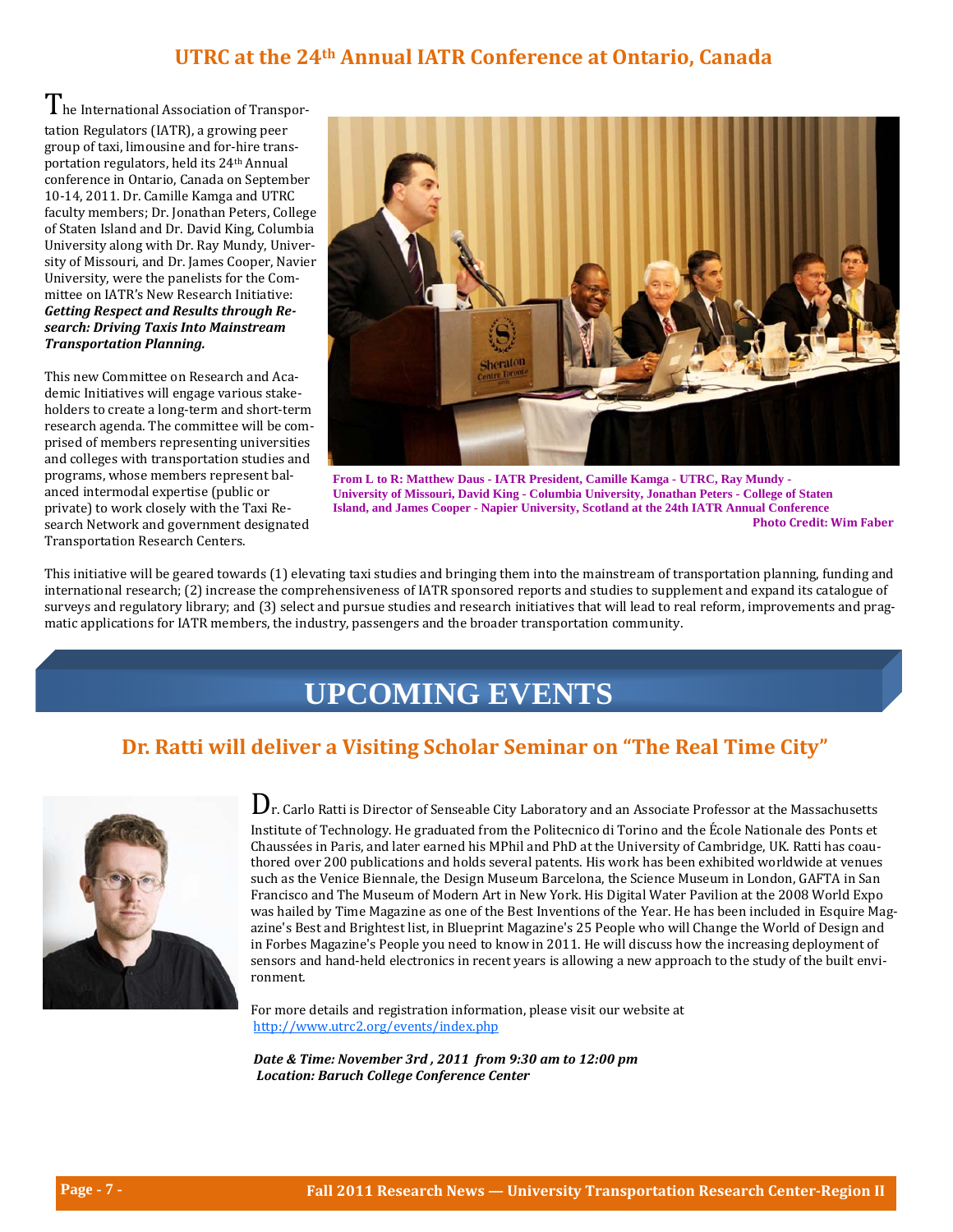## UTRC at the 24th Annual IATR Conference at Ontario, Canada

The International Association of Transportation Regulators (IATR), a growing peer group of taxi, limousine and for-hire transportation regulators, held its 24th Annual conference in Ontario, Canada on September 10-14, 2011. Dr. Camille Kamga and UTRC faculty members; Dr. Jonathan Peters, College of Staten Island and Dr. David King, Columbia University along with Dr. Ray Mundy, University of Missouri, and Dr. James Cooper, Navier University, were the panelists for the Committee on IATR's New Research Initiative: ***Getting Respect and Results through Research: Driving Taxis Into Mainstream Transportation Planning.***

This new Committee on Research and Academic Initiatives will engage various stakeholders to create a long-term and short-term research agenda. The committee will be comprised of members representing universities and colleges with transportation studies and programs, whose members represent balanced intermodal expertise (public or private) to work closely with the Taxi Research Network and government designated Transportation Research Centers.

**From L to R: Matthew Daus - IATR President, Camille Kamga - UTRC, Ray Mundy - University of Missouri, David King - Columbia University, Jonathan Peters - College of Staten Island, and James Cooper - Napier University, Scotland at the 24th IATR Annual Conference**
**Photo Credit: Wim Faber**

This initiative will be geared towards (1) elevating taxi studies and bringing them into the mainstream of transportation planning, funding and international research; (2) increase the comprehensiveness of IATR sponsored reports and studies to supplement and expand its catalogue of surveys and regulatory library; and (3) select and pursue studies and research initiatives that will lead to real reform, improvements and pragmatic applications for IATR members, the industry, passengers and the broader transportation community.

# UPCOMING EVENTS

## Dr. Ratti will deliver a Visiting Scholar Seminar on "The Real Time City"

Dr. Carlo Ratti is Director of Senseable City Laboratory and an Associate Professor at the Massachusetts Institute of Technology. He graduated from the Politecnico di Torino and the École Nationale des Ponts et Chaussées in Paris, and later earned his MPhil and PhD at the University of Cambridge, UK. Ratti has coauthored over 200 publications and holds several patents. His work has been exhibited worldwide at venues such as the Venice Biennale, the Design Museum Barcelona, the Science Museum in London, GAFTA in San Francisco and The Museum of Modern Art in New York. His Digital Water Pavilion at the 2008 World Expo was hailed by Time Magazine as one of the Best Inventions of the Year. He has been included in Esquire Magazine's Best and Brightest list, in Blueprint Magazine's 25 People who will Change the World of Design and in Forbes Magazine's People you need to know in 2011. He will discuss how the increasing deployment of sensors and hand-held electronics in recent years is allowing a new approach to the study of the built environment.

For more details and registration information, please visit our website at http://www.utrc2.org/events/index.php

***Date & Time: November 3rd , 2011 from 9:30 am to 12:00 pm***
***Location: Baruch College Conference Center***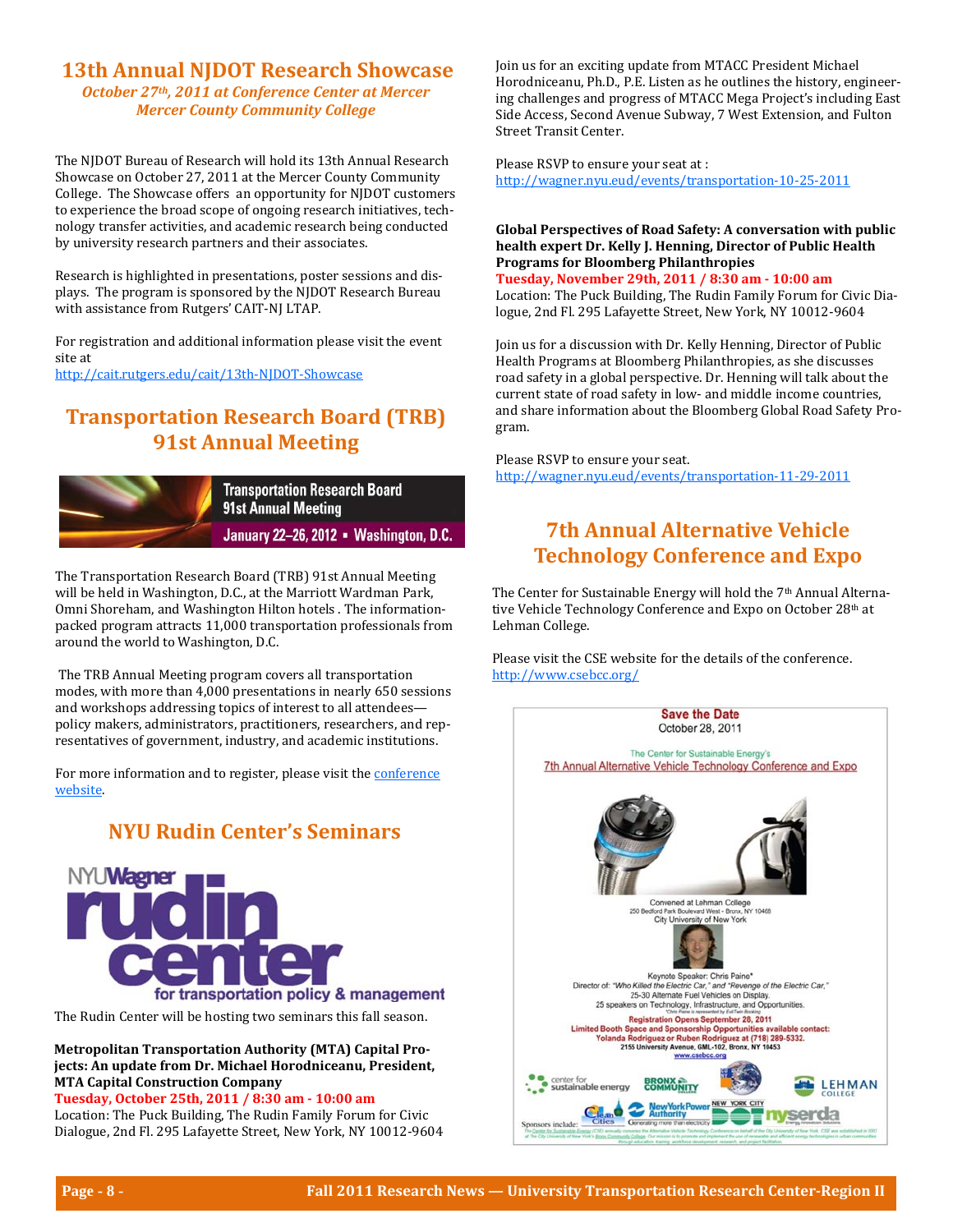## 13th Annual NJDOT Research Showcase

*October 27th, 2011 at Conference Center at Mercer Mercer County Community College*

The NJDOT Bureau of Research will hold its 13th Annual Research Showcase on October 27, 2011 at the Mercer County Community College. The Showcase offers an opportunity for NJDOT customers to experience the broad scope of ongoing research initiatives, technology transfer activities, and academic research being conducted by university research partners and their associates.

Research is highlighted in presentations, poster sessions and displays. The program is sponsored by the NJDOT Research Bureau with assistance from Rutgers' CAIT-NJ LTAP.

For registration and additional information please visit the event site at
http://cait.rutgers.edu/cait/13th-NJDOT-Showcase

## Transportation Research Board (TRB) 91st Annual Meeting

Transportation Research Board 91st Annual Meeting
January 22–26, 2012 • Washington, D.C.

The Transportation Research Board (TRB) 91st Annual Meeting will be held in Washington, D.C., at the Marriott Wardman Park, Omni Shoreham, and Washington Hilton hotels . The information-packed program attracts 11,000 transportation professionals from around the world to Washington, D.C.

The TRB Annual Meeting program covers all transportation modes, with more than 4,000 presentations in nearly 650 sessions and workshops addressing topics of interest to all attendees—policy makers, administrators, practitioners, researchers, and representatives of government, industry, and academic institutions.

For more information and to register, please visit the conference website.

## NYU Rudin Center's Seminars

NYU Wagner rudin center for transportation policy & management

The Rudin Center will be hosting two seminars this fall season.

**Metropolitan Transportation Authority (MTA) Capital Projects: An update from Dr. Michael Horodniceanu, President, MTA Capital Construction Company**
**Tuesday, October 25th, 2011 / 8:30 am - 10:00 am**
Location: The Puck Building, The Rudin Family Forum for Civic Dialogue, 2nd Fl. 295 Lafayette Street, New York, NY 10012-9604

Join us for an exciting update from MTACC President Michael Horodniceanu, Ph.D., P.E. Listen as he outlines the history, engineering challenges and progress of MTACC Mega Project's including East Side Access, Second Avenue Subway, 7 West Extension, and Fulton Street Transit Center.

Please RSVP to ensure your seat at :
http://wagner.nyu.eud/events/transportation-10-25-2011

**Global Perspectives of Road Safety: A conversation with public health expert Dr. Kelly J. Henning, Director of Public Health Programs for Bloomberg Philanthropies**
**Tuesday, November 29th, 2011 / 8:30 am - 10:00 am**
Location: The Puck Building, The Rudin Family Forum for Civic Dialogue, 2nd Fl. 295 Lafayette Street, New York, NY 10012-9604

Join us for a discussion with Dr. Kelly Henning, Director of Public Health Programs at Bloomberg Philanthropies, as she discusses road safety in a global perspective. Dr. Henning will talk about the current state of road safety in low- and middle income countries, and share information about the Bloomberg Global Road Safety Program.

Please RSVP to ensure your seat.
http://wagner.nyu.eud/events/transportation-11-29-2011

## 7th Annual Alternative Vehicle Technology Conference and Expo

The Center for Sustainable Energy will hold the 7th Annual Alternative Vehicle Technology Conference and Expo on October 28th at Lehman College.

Please visit the CSE website for the details of the conference.
http://www.csebcc.org/

Save the Date
October 28, 2011

The Center for Sustainable Energy's
7th Annual Alternative Vehicle Technology Conference and Expo

Convened at Lehman College
250 Bedford Park Boulevard West - Bronx, NY 10468
City University of New York

Keynote Speaker: Chris Paine*
Director of: "Who Killed the Electric Car," and "Revenge of the Electric Car,"
25-30 Alternate Fuel Vehicles on Display.
25 speakers on Technology, Infrastructure, and Opportunities.
Registration Opens September 28, 2011
Limited Booth Space and Sponsorship Opportunities available contact:
Yolanda Rodriguez or Ruben Rodriguez at (718) 289-5332.
2155 University Avenue, GML-102, Bronx, NY 10453
www.csebcc.org

Sponsors include: center for sustainable energy, Bronx Community College, Lehman College, Clean Cities, New York Power Authority, New York City DOT, nyserda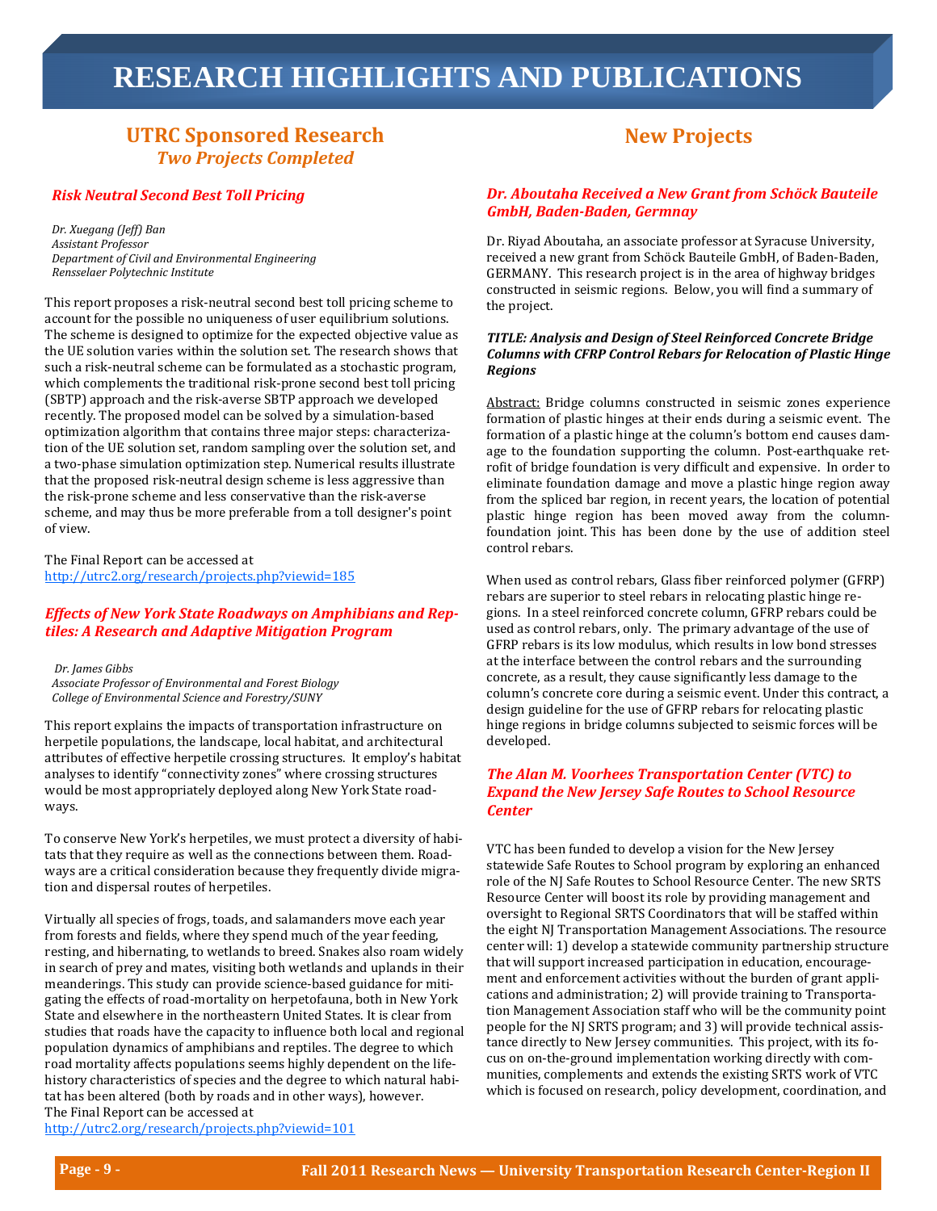# RESEARCH HIGHLIGHTS AND PUBLICATIONS

## UTRC Sponsored Research
### *Two Projects Completed*

### *Risk Neutral Second Best Toll Pricing*

*Dr. Xuegang (Jeff) Ban*
*Assistant Professor*
*Department of Civil and Environmental Engineering*
*Rensselaer Polytechnic Institute*

This report proposes a risk-neutral second best toll pricing scheme to account for the possible no uniqueness of user equilibrium solutions. The scheme is designed to optimize for the expected objective value as the UE solution varies within the solution set. The research shows that such a risk-neutral scheme can be formulated as a stochastic program, which complements the traditional risk-prone second best toll pricing (SBTP) approach and the risk-averse SBTP approach we developed recently. The proposed model can be solved by a simulation-based optimization algorithm that contains three major steps: characterization of the UE solution set, random sampling over the solution set, and a two-phase simulation optimization step. Numerical results illustrate that the proposed risk-neutral design scheme is less aggressive than the risk-prone scheme and less conservative than the risk-averse scheme, and may thus be more preferable from a toll designer's point of view.

The Final Report can be accessed at
http://utrc2.org/research/projects.php?viewid=185

### *Effects of New York State Roadways on Amphibians and Reptiles: A Research and Adaptive Mitigation Program*

*Dr. James Gibbs*
*Associate Professor of Environmental and Forest Biology*
*College of Environmental Science and Forestry/SUNY*

This report explains the impacts of transportation infrastructure on herpetile populations, the landscape, local habitat, and architectural attributes of effective herpetile crossing structures. It employ's habitat analyses to identify "connectivity zones" where crossing structures would be most appropriately deployed along New York State roadways.

To conserve New York's herpetiles, we must protect a diversity of habitats that they require as well as the connections between them. Roadways are a critical consideration because they frequently divide migration and dispersal routes of herpetiles.

Virtually all species of frogs, toads, and salamanders move each year from forests and fields, where they spend much of the year feeding, resting, and hibernating, to wetlands to breed. Snakes also roam widely in search of prey and mates, visiting both wetlands and uplands in their meanderings. This study can provide science-based guidance for mitigating the effects of road-mortality on herpetofauna, both in New York State and elsewhere in the northeastern United States. It is clear from studies that roads have the capacity to influence both local and regional population dynamics of amphibians and reptiles. The degree to which road mortality affects populations seems highly dependent on the life-history characteristics of species and the degree to which natural habitat has been altered (both by roads and in other ways), however.
The Final Report can be accessed at
http://utrc2.org/research/projects.php?viewid=101

## New Projects

### *Dr. Aboutaha Received a New Grant from Schöck Bauteile GmbH, Baden-Baden, Germnay*

Dr. Riyad Aboutaha, an associate professor at Syracuse University, received a new grant from Schöck Bauteile GmbH, of Baden-Baden, GERMANY. This research project is in the area of highway bridges constructed in seismic regions. Below, you will find a summary of the project.

***TITLE: Analysis and Design of Steel Reinforced Concrete Bridge Columns with CFRP Control Rebars for Relocation of Plastic Hinge Regions***

Abstract: Bridge columns constructed in seismic zones experience formation of plastic hinges at their ends during a seismic event. The formation of a plastic hinge at the column's bottom end causes damage to the foundation supporting the column. Post-earthquake retrofit of bridge foundation is very difficult and expensive. In order to eliminate foundation damage and move a plastic hinge region away from the spliced bar region, in recent years, the location of potential plastic hinge region has been moved away from the column-foundation joint. This has been done by the use of addition steel control rebars.

When used as control rebars, Glass fiber reinforced polymer (GFRP) rebars are superior to steel rebars in relocating plastic hinge regions. In a steel reinforced concrete column, GFRP rebars could be used as control rebars, only. The primary advantage of the use of GFRP rebars is its low modulus, which results in low bond stresses at the interface between the control rebars and the surrounding concrete, as a result, they cause significantly less damage to the column's concrete core during a seismic event. Under this contract, a design guideline for the use of GFRP rebars for relocating plastic hinge regions in bridge columns subjected to seismic forces will be developed.

### *The Alan M. Voorhees Transportation Center (VTC) to Expand the New Jersey Safe Routes to School Resource Center*

VTC has been funded to develop a vision for the New Jersey statewide Safe Routes to School program by exploring an enhanced role of the NJ Safe Routes to School Resource Center. The new SRTS Resource Center will boost its role by providing management and oversight to Regional SRTS Coordinators that will be staffed within the eight NJ Transportation Management Associations. The resource center will: 1) develop a statewide community partnership structure that will support increased participation in education, encouragement and enforcement activities without the burden of grant applications and administration; 2) will provide training to Transportation Management Association staff who will be the community point people for the NJ SRTS program; and 3) will provide technical assistance directly to New Jersey communities. This project, with its focus on on-the-ground implementation working directly with communities, complements and extends the existing SRTS work of VTC which is focused on research, policy development, coordination, and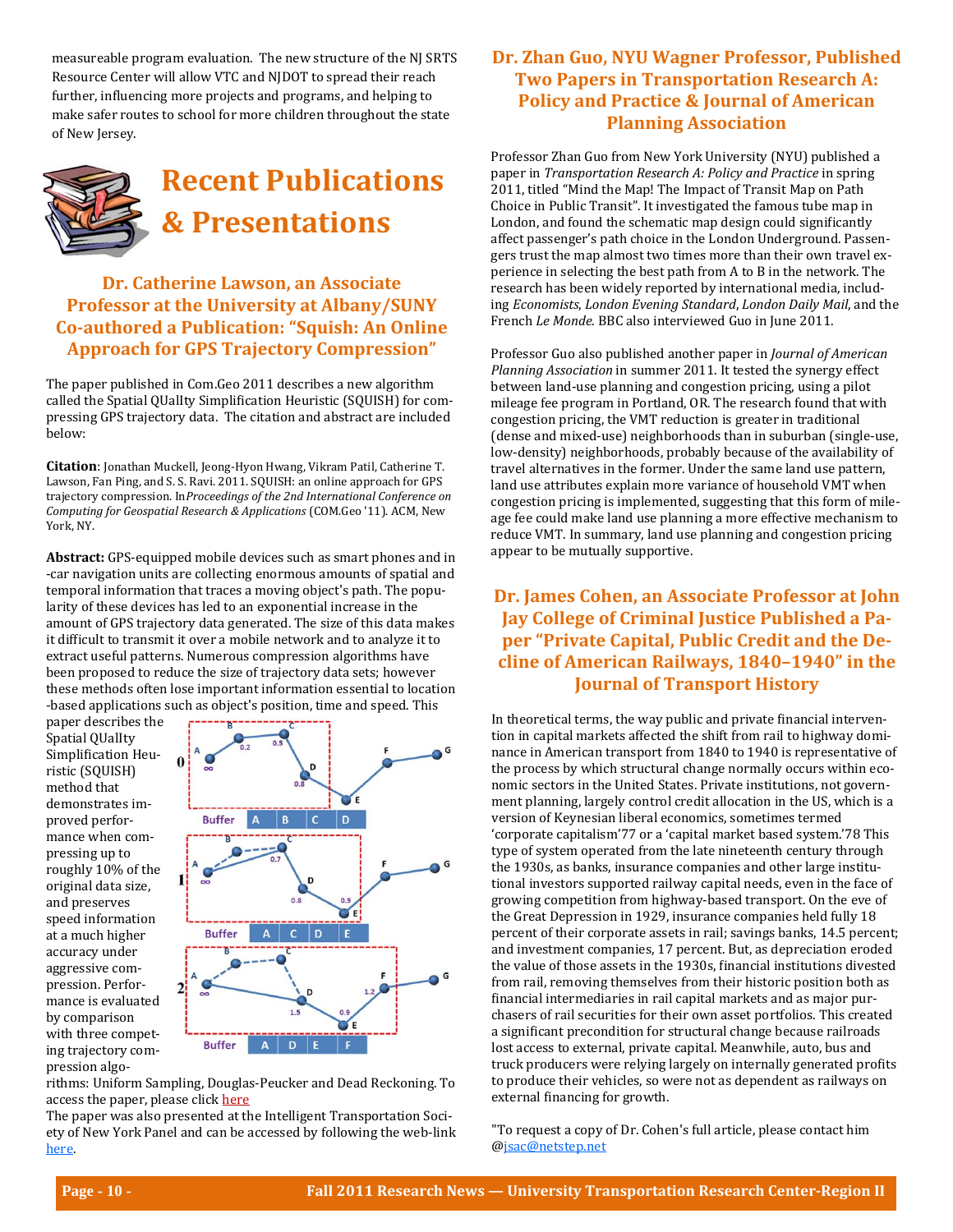measureable program evaluation. The new structure of the NJ SRTS Resource Center will allow VTC and NJDOT to spread their reach further, influencing more projects and programs, and helping to make safer routes to school for more children throughout the state of New Jersey.

# Recent Publications & Presentations

## Dr. Catherine Lawson, an Associate Professor at the University at Albany/SUNY Co-authored a Publication: "Squish: An Online Approach for GPS Trajectory Compression"

The paper published in Com.Geo 2011 describes a new algorithm called the Spatial QUalIty Simplification Heuristic (SQUISH) for compressing GPS trajectory data. The citation and abstract are included below:

**Citation**: Jonathan Muckell, Jeong-Hyon Hwang, Vikram Patil, Catherine T. Lawson, Fan Ping, and S. S. Ravi. 2011. SQUISH: an online approach for GPS trajectory compression. In *Proceedings of the 2nd International Conference on Computing for Geospatial Research & Applications* (COM.Geo '11). ACM, New York, NY.

**Abstract:** GPS-equipped mobile devices such as smart phones and in-car navigation units are collecting enormous amounts of spatial and temporal information that traces a moving object's path. The popularity of these devices has led to an exponential increase in the amount of GPS trajectory data generated. The size of this data makes it difficult to transmit it over a mobile network and to analyze it to extract useful patterns. Numerous compression algorithms have been proposed to reduce the size of trajectory data sets; however these methods often lose important information essential to location-based applications such as object's position, time and speed. This paper describes the Spatial QUalIty Simplification Heuristic (SQUISH) method that demonstrates improved performance when compressing up to roughly 10% of the original data size, and preserves speed information at a much higher accuracy under aggressive compression. Performance is evaluated by comparison with three competing trajectory compression algorithms: Uniform Sampling, Douglas-Peucker and Dead Reckoning. To access the paper, please click here

0
A B C D E F G
∞ 0.2 0.5 0.8
Buffer A B C D

1
A B C D E F G
∞ 0.7 0.8 0.9
Buffer A C D E

2
A B C D E F G
∞ 1.5 0.9 1.2
Buffer A D E F

The paper was also presented at the Intelligent Transportation Society of New York Panel and can be accessed by following the web-link here.

## Dr. Zhan Guo, NYU Wagner Professor, Published Two Papers in Transportation Research A: Policy and Practice & Journal of American Planning Association

Professor Zhan Guo from New York University (NYU) published a paper in *Transportation Research A: Policy and Practice* in spring 2011, titled "Mind the Map! The Impact of Transit Map on Path Choice in Public Transit". It investigated the famous tube map in London, and found the schematic map design could significantly affect passenger's path choice in the London Underground. Passengers trust the map almost two times more than their own travel experience in selecting the best path from A to B in the network. The research has been widely reported by international media, including *Economists*, *London Evening Standard*, *London Daily Mail*, and the French *Le Monde*. BBC also interviewed Guo in June 2011.

Professor Guo also published another paper in *Journal of American Planning Association* in summer 2011. It tested the synergy effect between land-use planning and congestion pricing, using a pilot mileage fee program in Portland, OR. The research found that with congestion pricing, the VMT reduction is greater in traditional (dense and mixed-use) neighborhoods than in suburban (single-use, low-density) neighborhoods, probably because of the availability of travel alternatives in the former. Under the same land use pattern, land use attributes explain more variance of household VMT when congestion pricing is implemented, suggesting that this form of mileage fee could make land use planning a more effective mechanism to reduce VMT. In summary, land use planning and congestion pricing appear to be mutually supportive.

## Dr. James Cohen, an Associate Professor at John Jay College of Criminal Justice Published a Paper "Private Capital, Public Credit and the Decline of American Railways, 1840–1940" in the Journal of Transport History

In theoretical terms, the way public and private financial intervention in capital markets affected the shift from rail to highway dominance in American transport from 1840 to 1940 is representative of the process by which structural change normally occurs within economic sectors in the United States. Private institutions, not government planning, largely control credit allocation in the US, which is a version of Keynesian liberal economics, sometimes termed 'corporate capitalism'77 or a 'capital market based system.'78 This type of system operated from the late nineteenth century through the 1930s, as banks, insurance companies and other large institutional investors supported railway capital needs, even in the face of growing competition from highway-based transport. On the eve of the Great Depression in 1929, insurance companies held fully 18 percent of their corporate assets in rail; savings banks, 14.5 percent; and investment companies, 17 percent. But, as depreciation eroded the value of those assets in the 1930s, financial institutions divested from rail, removing themselves from their historic position both as financial intermediaries in rail capital markets and as major purchasers of rail securities for their own asset portfolios. This created a significant precondition for structural change because railroads lost access to external, private capital. Meanwhile, auto, bus and truck producers were relying largely on internally generated profits to produce their vehicles, so were not as dependent as railways on external financing for growth.

"To request a copy of Dr. Cohen's full article, please contact him @jsac@netstep.net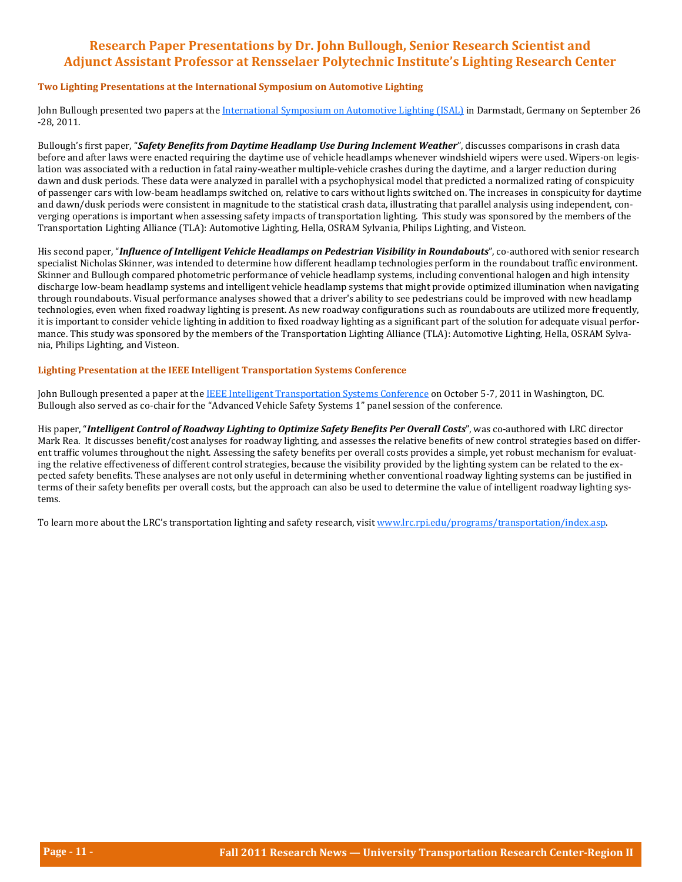# Research Paper Presentations by Dr. John Bullough, Senior Research Scientist and Adjunct Assistant Professor at Rensselaer Polytechnic Institute's Lighting Research Center

## Two Lighting Presentations at the International Symposium on Automotive Lighting

John Bullough presented two papers at the International Symposium on Automotive Lighting (ISAL) in Darmstadt, Germany on September 26 -28, 2011.

Bullough's first paper, "***Safety Benefits from Daytime Headlamp Use During Inclement Weather***", discusses comparisons in crash data before and after laws were enacted requiring the daytime use of vehicle headlamps whenever windshield wipers were used. Wipers-on legislation was associated with a reduction in fatal rainy-weather multiple-vehicle crashes during the daytime, and a larger reduction during dawn and dusk periods. These data were analyzed in parallel with a psychophysical model that predicted a normalized rating of conspicuity of passenger cars with low-beam headlamps switched on, relative to cars without lights switched on. The increases in conspicuity for daytime and dawn/dusk periods were consistent in magnitude to the statistical crash data, illustrating that parallel analysis using independent, converging operations is important when assessing safety impacts of transportation lighting. This study was sponsored by the members of the Transportation Lighting Alliance (TLA): Automotive Lighting, Hella, OSRAM Sylvania, Philips Lighting, and Visteon.

His second paper, "***Influence of Intelligent Vehicle Headlamps on Pedestrian Visibility in Roundabouts***", co-authored with senior research specialist Nicholas Skinner, was intended to determine how different headlamp technologies perform in the roundabout traffic environment. Skinner and Bullough compared photometric performance of vehicle headlamp systems, including conventional halogen and high intensity discharge low-beam headlamp systems and intelligent vehicle headlamp systems that might provide optimized illumination when navigating through roundabouts. Visual performance analyses showed that a driver's ability to see pedestrians could be improved with new headlamp technologies, even when fixed roadway lighting is present. As new roadway configurations such as roundabouts are utilized more frequently, it is important to consider vehicle lighting in addition to fixed roadway lighting as a significant part of the solution for adequate visual performance. This study was sponsored by the members of the Transportation Lighting Alliance (TLA): Automotive Lighting, Hella, OSRAM Sylvania, Philips Lighting, and Visteon.

## Lighting Presentation at the IEEE Intelligent Transportation Systems Conference

John Bullough presented a paper at the IEEE Intelligent Transportation Systems Conference on October 5-7, 2011 in Washington, DC. Bullough also served as co-chair for the "Advanced Vehicle Safety Systems 1" panel session of the conference.

His paper, "***Intelligent Control of Roadway Lighting to Optimize Safety Benefits Per Overall Costs***", was co-authored with LRC director Mark Rea. It discusses benefit/cost analyses for roadway lighting, and assesses the relative benefits of new control strategies based on different traffic volumes throughout the night. Assessing the safety benefits per overall costs provides a simple, yet robust mechanism for evaluating the relative effectiveness of different control strategies, because the visibility provided by the lighting system can be related to the expected safety benefits. These analyses are not only useful in determining whether conventional roadway lighting systems can be justified in terms of their safety benefits per overall costs, but the approach can also be used to determine the value of intelligent roadway lighting systems.

To learn more about the LRC's transportation lighting and safety research, visit www.lrc.rpi.edu/programs/transportation/index.asp.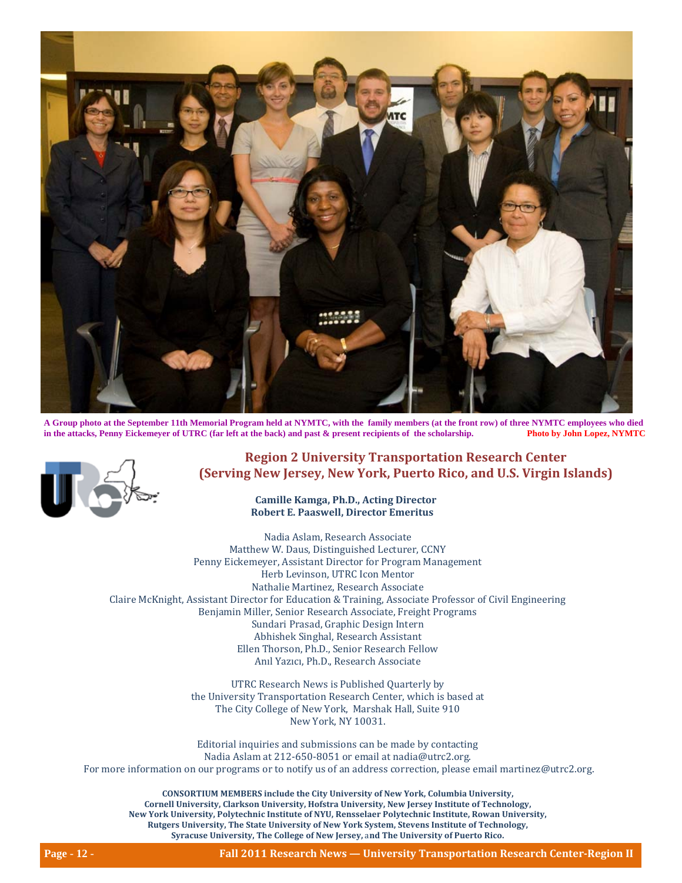A Group photo at the September 11th Memorial Program held at NYMTC, with the family members (at the front row) of three NYMTC employees who died in the attacks, Penny Eickemeyer of UTRC (far left at the back) and past & present recipients of the scholarship. Photo by John Lopez, NYMTC

## Region 2 University Transportation Research Center (Serving New Jersey, New York, Puerto Rico, and U.S. Virgin Islands)

**Camille Kamga, Ph.D., Acting Director**
**Robert E. Paaswell, Director Emeritus**

Nadia Aslam, Research Associate
Matthew W. Daus, Distinguished Lecturer, CCNY
Penny Eickemeyer, Assistant Director for Program Management
Herb Levinson, UTRC Icon Mentor
Nathalie Martinez, Research Associate
Claire McKnight, Assistant Director for Education & Training, Associate Professor of Civil Engineering
Benjamin Miller, Senior Research Associate, Freight Programs
Sundari Prasad, Graphic Design Intern
Abhishek Singhal, Research Assistant
Ellen Thorson, Ph.D., Senior Research Fellow
Anıl Yazıcı, Ph.D., Research Associate

UTRC Research News is Published Quarterly by
the University Transportation Research Center, which is based at
The City College of New York, Marshak Hall, Suite 910
New York, NY 10031.

Editorial inquiries and submissions can be made by contacting
Nadia Aslam at 212-650-8051 or email at nadia@utrc2.org.
For more information on our programs or to notify us of an address correction, please email martinez@utrc2.org.

**CONSORTIUM MEMBERS include the City University of New York, Columbia University, Cornell University, Clarkson University, Hofstra University, New Jersey Institute of Technology, New York University, Polytechnic Institute of NYU, Rensselaer Polytechnic Institute, Rowan University, Rutgers University, The State University of New York System, Stevens Institute of Technology, Syracuse University, The College of New Jersey, and The University of Puerto Rico.**